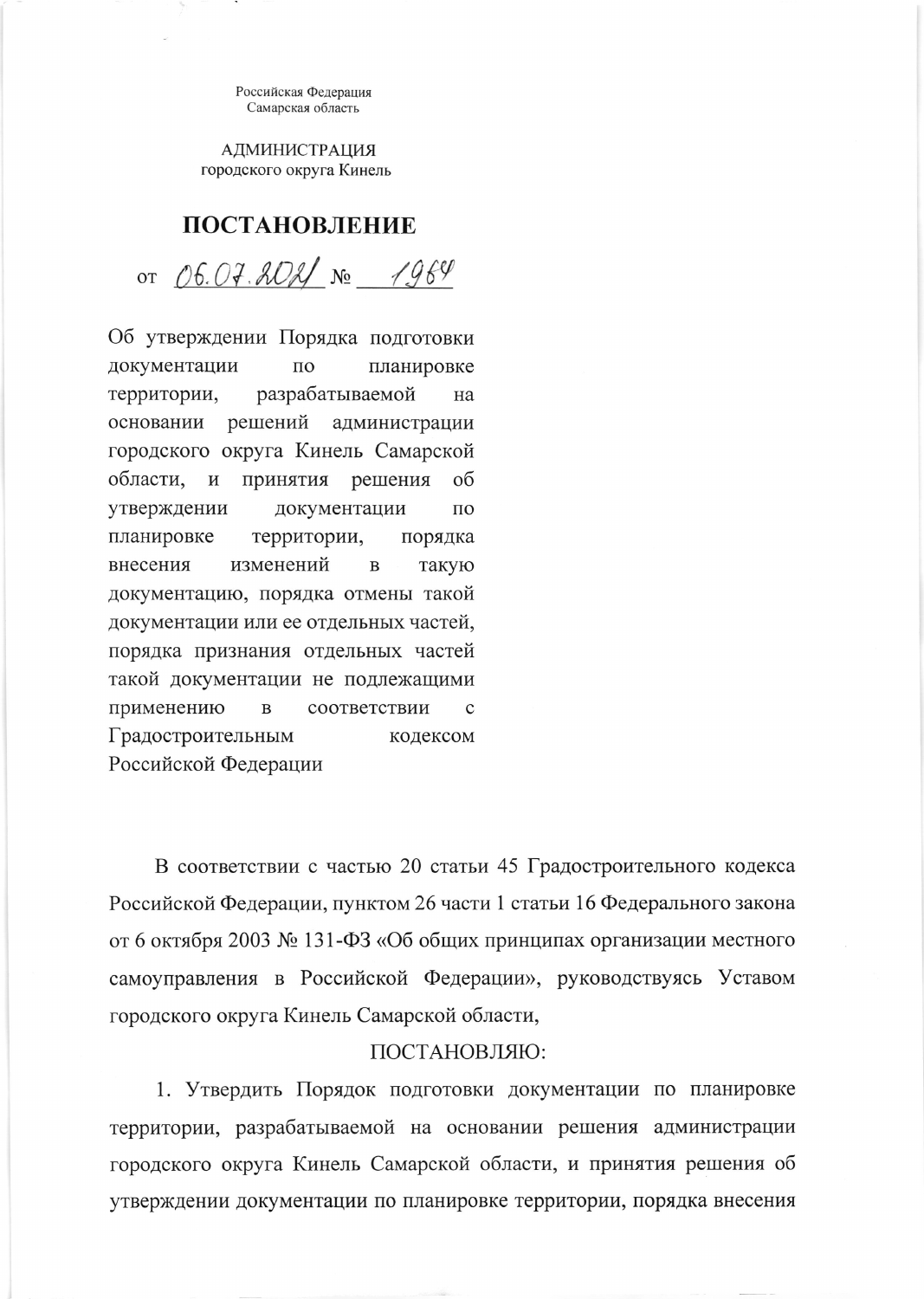Российская Федерация
Самарская область

АДМИНИСТРАЦИЯ
городского округа Кинель

# ПОСТАНОВЛЕНИЕ

от 06.07.2021 № 1964

Об утверждении Порядка подготовки документации по планировке территории, разрабатываемой на основании решений администрации городского округа Кинель Самарской области, и принятия решения об утверждении документации по планировке территории, порядка внесения изменений в такую документацию, порядка отмены такой документации или ее отдельных частей, порядка признания отдельных частей такой документации не подлежащими применению в соответствии с Градостроительным кодексом Российской Федерации

В соответствии с частью 20 статьи 45 Градостроительного кодекса Российской Федерации, пунктом 26 части 1 статьи 16 Федерального закона от 6 октября 2003 № 131-ФЗ «Об общих принципах организации местного самоуправления в Российской Федерации», руководствуясь Уставом городского округа Кинель Самарской области,

ПОСТАНОВЛЯЮ:

1. Утвердить Порядок подготовки документации по планировке территории, разрабатываемой на основании решения администрации городского округа Кинель Самарской области, и принятия решения об утверждении документации по планировке территории, порядка внесения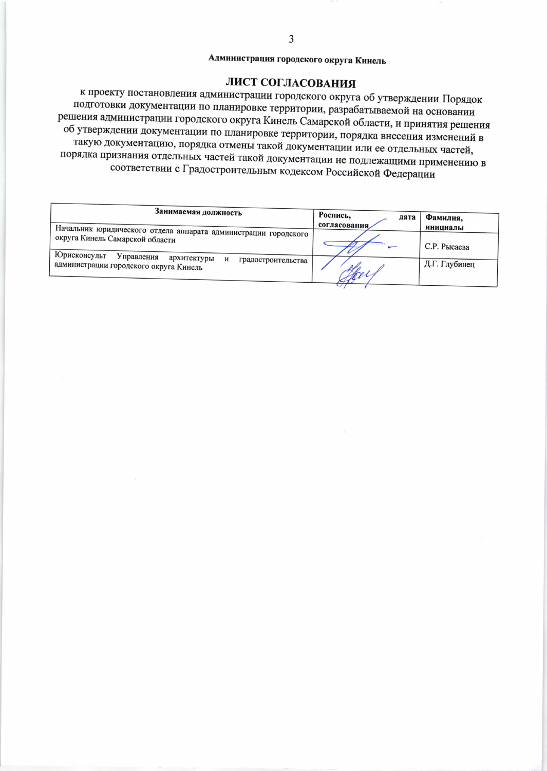**Администрация городского округа Кинель**

## ЛИСТ СОГЛАСОВАНИЯ

к проекту постановления администрации городского округа об утверждении Порядок подготовки документации по планировке территории, разрабатываемой на основании решения администрации городского округа Кинель Самарской области, и принятия решения об утверждении документации по планировке территории, порядка внесения изменений в такую документацию, порядка отмены такой документации или ее отдельных частей, порядка признания отдельных частей такой документации не подлежащими применению в соответствии с Градостроительным кодексом Российской Федерации

| Занимаемая должность | Роспись, дата согласования | Фамилия, инициалы |
|---|---|---|
| Начальник юридического отдела аппарата администрации городского округа Кинель Самарской области | | С.Р. Рысаева |
| Юрисконсульт Управления архитектуры и градостроительства администрации городского округа Кинель | | Д.Г. Глубинец |